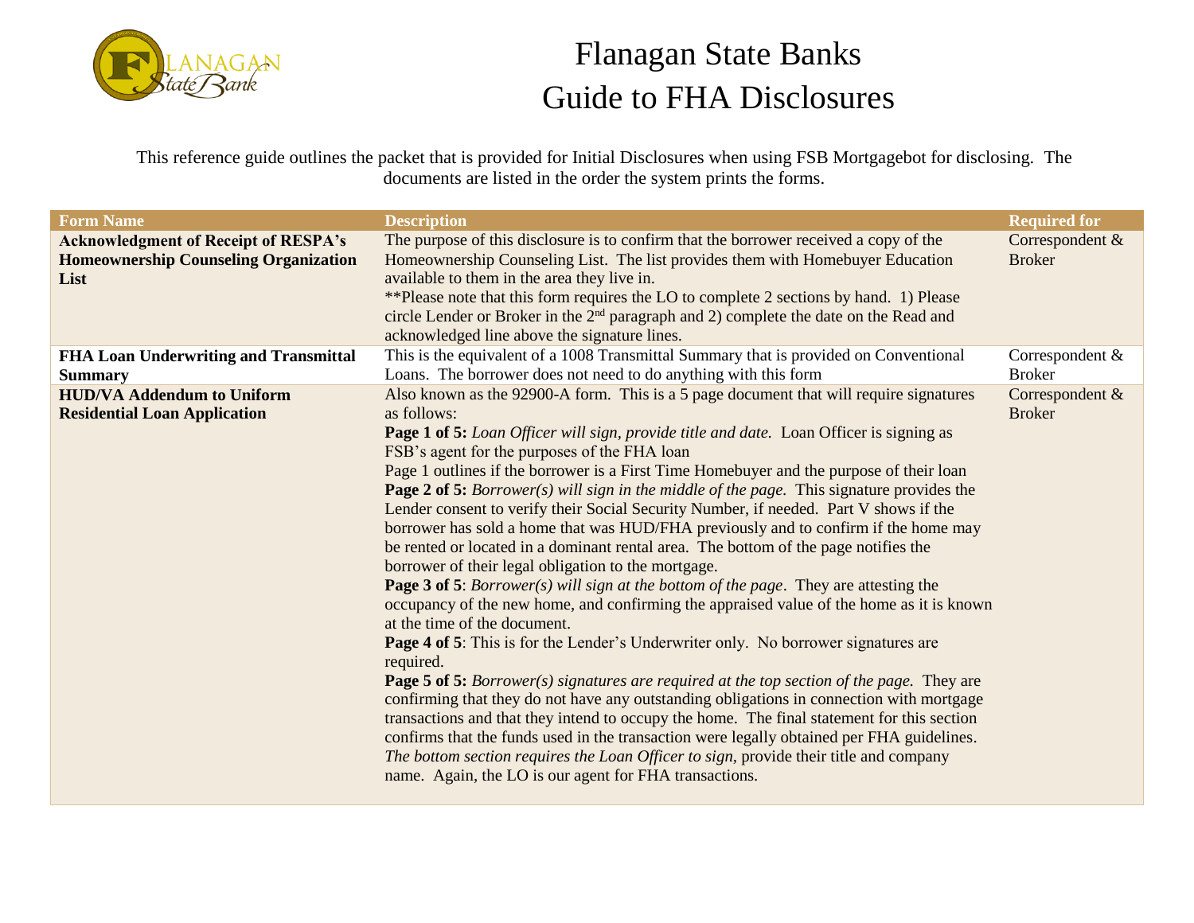# Flanagan State Banks
# Guide to FHA Disclosures

This reference guide outlines the packet that is provided for Initial Disclosures when using FSB Mortgagebot for disclosing. The documents are listed in the order the system prints the forms.

| Form Name | Description | Required for |
|---|---|---|
| **Acknowledgment of Receipt of RESPA's Homeownership Counseling Organization List** | The purpose of this disclosure is to confirm that the borrower received a copy of the Homeownership Counseling List. The list provides them with Homebuyer Education available to them in the area they live in.<br>**Please note that this form requires the LO to complete 2 sections by hand. 1) Please circle Lender or Broker in the 2nd paragraph and 2) complete the date on the Read and acknowledged line above the signature lines. | Correspondent & Broker |
| **FHA Loan Underwriting and Transmittal Summary** | This is the equivalent of a 1008 Transmittal Summary that is provided on Conventional Loans. The borrower does not need to do anything with this form | Correspondent & Broker |
| **HUD/VA Addendum to Uniform Residential Loan Application** | Also known as the 92900-A form. This is a 5 page document that will require signatures as follows:<br>**Page 1 of 5:** *Loan Officer will sign, provide title and date.* Loan Officer is signing as FSB's agent for the purposes of the FHA loan<br>Page 1 outlines if the borrower is a First Time Homebuyer and the purpose of their loan<br>**Page 2 of 5:** *Borrower(s) will sign in the middle of the page.* This signature provides the Lender consent to verify their Social Security Number, if needed. Part V shows if the borrower has sold a home that was HUD/FHA previously and to confirm if the home may be rented or located in a dominant rental area. The bottom of the page notifies the borrower of their legal obligation to the mortgage.<br>**Page 3 of 5**: *Borrower(s) will sign at the bottom of the page*. They are attesting the occupancy of the new home, and confirming the appraised value of the home as it is known at the time of the document.<br>**Page 4 of 5**: This is for the Lender's Underwriter only. No borrower signatures are required.<br>**Page 5 of 5:** *Borrower(s) signatures are required at the top section of the page.* They are confirming that they do not have any outstanding obligations in connection with mortgage transactions and that they intend to occupy the home. The final statement for this section confirms that the funds used in the transaction were legally obtained per FHA guidelines. *The bottom section requires the Loan Officer to sign,* provide their title and company name. Again, the LO is our agent for FHA transactions. | Correspondent & Broker |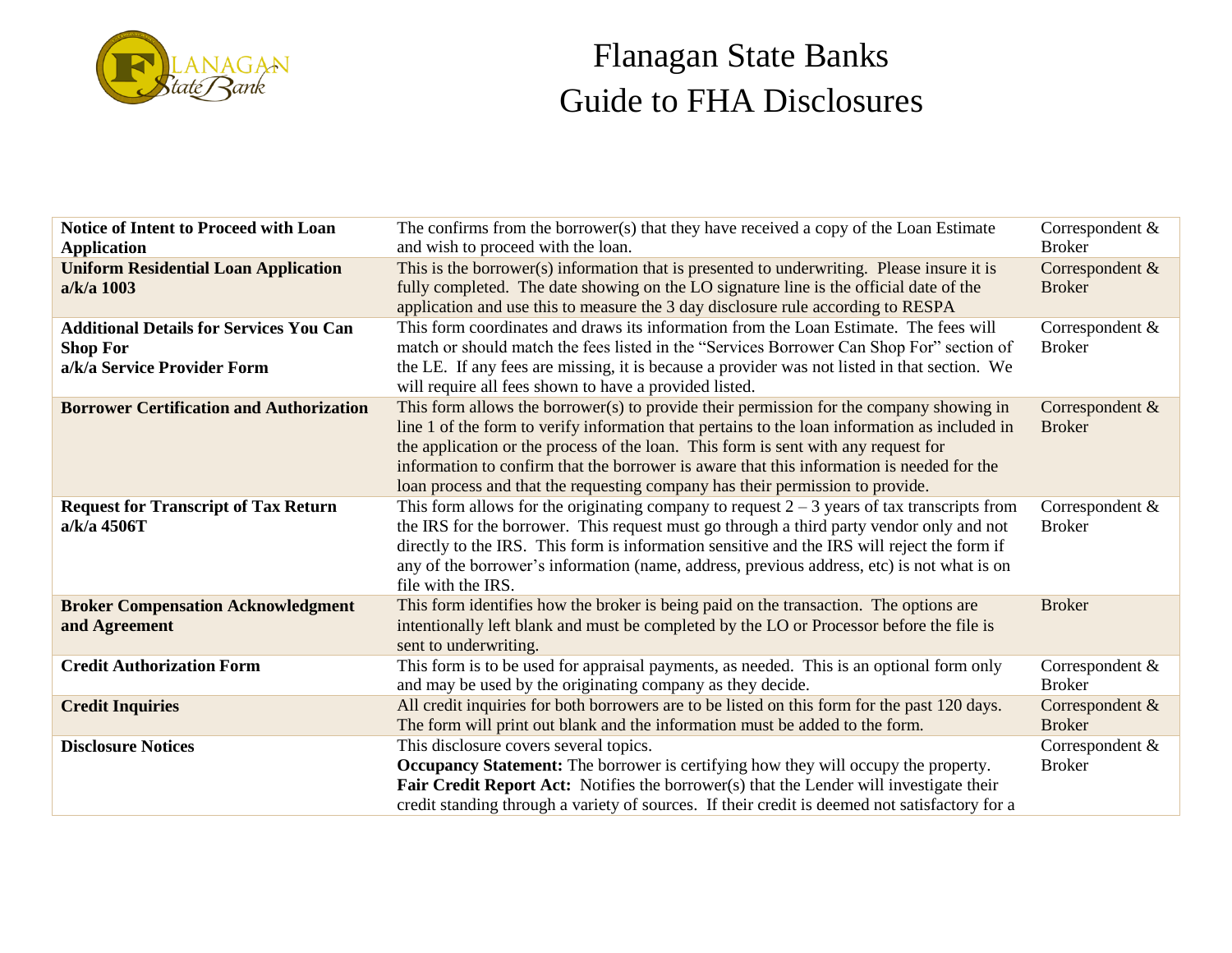# Flanagan State Banks
# Guide to FHA Disclosures

| | | |
|---|---|---|
| **Notice of Intent to Proceed with Loan Application** | The confirms from the borrower(s) that they have received a copy of the Loan Estimate and wish to proceed with the loan. | Correspondent & Broker |
| **Uniform Residential Loan Application a/k/a 1003** | This is the borrower(s) information that is presented to underwriting. Please insure it is fully completed. The date showing on the LO signature line is the official date of the application and use this to measure the 3 day disclosure rule according to RESPA | Correspondent & Broker |
| **Additional Details for Services You Can Shop For a/k/a Service Provider Form** | This form coordinates and draws its information from the Loan Estimate. The fees will match or should match the fees listed in the "Services Borrower Can Shop For" section of the LE. If any fees are missing, it is because a provider was not listed in that section. We will require all fees shown to have a provided listed. | Correspondent & Broker |
| **Borrower Certification and Authorization** | This form allows the borrower(s) to provide their permission for the company showing in line 1 of the form to verify information that pertains to the loan information as included in the application or the process of the loan. This form is sent with any request for information to confirm that the borrower is aware that this information is needed for the loan process and that the requesting company has their permission to provide. | Correspondent & Broker |
| **Request for Transcript of Tax Return a/k/a 4506T** | This form allows for the originating company to request 2 – 3 years of tax transcripts from the IRS for the borrower. This request must go through a third party vendor only and not directly to the IRS. This form is information sensitive and the IRS will reject the form if any of the borrower's information (name, address, previous address, etc) is not what is on file with the IRS. | Correspondent & Broker |
| **Broker Compensation Acknowledgment and Agreement** | This form identifies how the broker is being paid on the transaction. The options are intentionally left blank and must be completed by the LO or Processor before the file is sent to underwriting. | Broker |
| **Credit Authorization Form** | This form is to be used for appraisal payments, as needed. This is an optional form only and may be used by the originating company as they decide. | Correspondent & Broker |
| **Credit Inquiries** | All credit inquiries for both borrowers are to be listed on this form for the past 120 days. The form will print out blank and the information must be added to the form. | Correspondent & Broker |
| **Disclosure Notices** | This disclosure covers several topics.<br>**Occupancy Statement:** The borrower is certifying how they will occupy the property.<br>**Fair Credit Report Act:** Notifies the borrower(s) that the Lender will investigate their credit standing through a variety of sources. If their credit is deemed not satisfactory for a | Correspondent & Broker |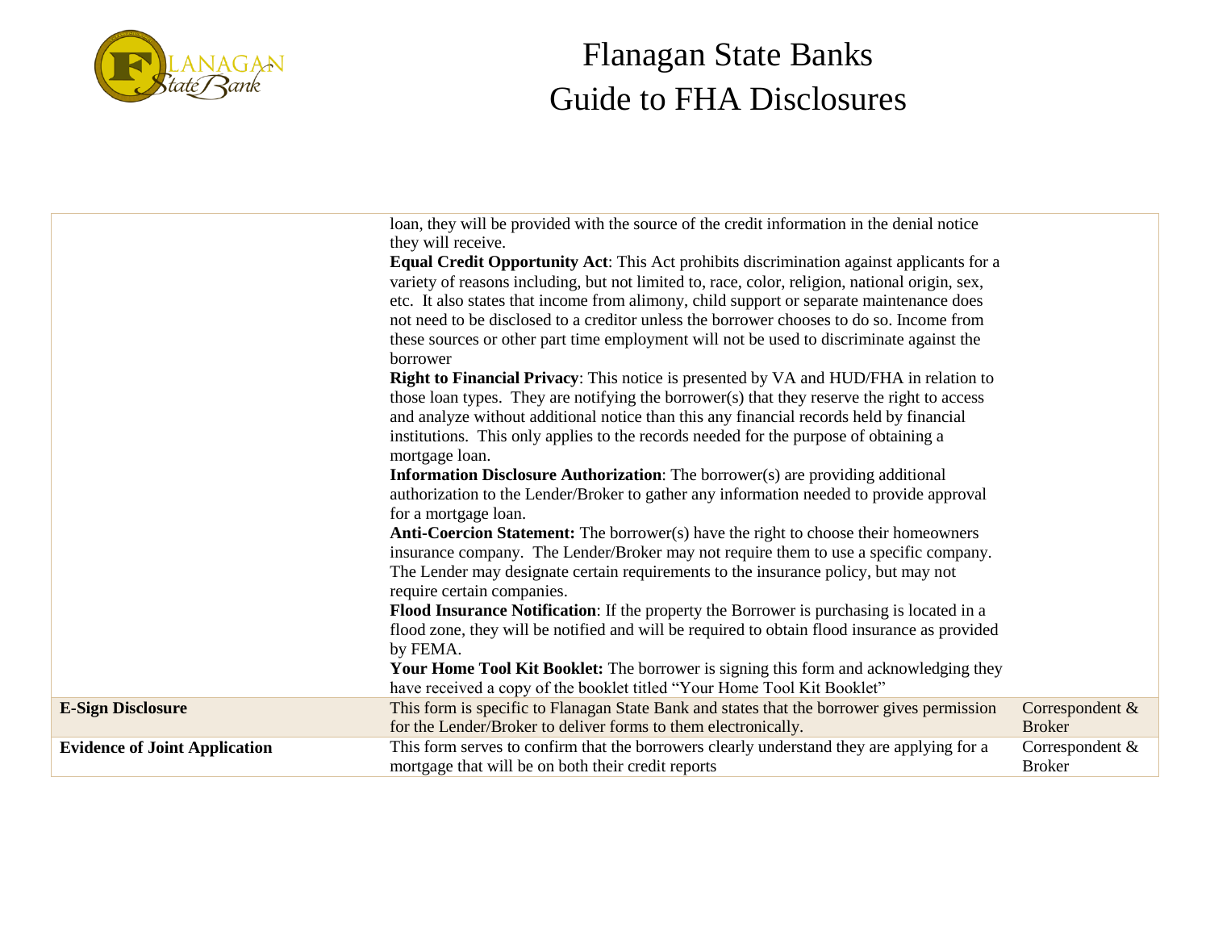# Flanagan State Banks
# Guide to FHA Disclosures

| | | |
|---|---|---|
| | loan, they will be provided with the source of the credit information in the denial notice they will receive.<br>**Equal Credit Opportunity Act**: This Act prohibits discrimination against applicants for a variety of reasons including, but not limited to, race, color, religion, national origin, sex, etc. It also states that income from alimony, child support or separate maintenance does not need to be disclosed to a creditor unless the borrower chooses to do so. Income from these sources or other part time employment will not be used to discriminate against the borrower<br>**Right to Financial Privacy**: This notice is presented by VA and HUD/FHA in relation to those loan types. They are notifying the borrower(s) that they reserve the right to access and analyze without additional notice than this any financial records held by financial institutions. This only applies to the records needed for the purpose of obtaining a mortgage loan.<br>**Information Disclosure Authorization**: The borrower(s) are providing additional authorization to the Lender/Broker to gather any information needed to provide approval for a mortgage loan.<br>**Anti-Coercion Statement:** The borrower(s) have the right to choose their homeowners insurance company. The Lender/Broker may not require them to use a specific company. The Lender may designate certain requirements to the insurance policy, but may not require certain companies.<br>**Flood Insurance Notification**: If the property the Borrower is purchasing is located in a flood zone, they will be notified and will be required to obtain flood insurance as provided by FEMA.<br>**Your Home Tool Kit Booklet:** The borrower is signing this form and acknowledging they have received a copy of the booklet titled "Your Home Tool Kit Booklet" | |
| **E-Sign Disclosure** | This form is specific to Flanagan State Bank and states that the borrower gives permission for the Lender/Broker to deliver forms to them electronically. | Correspondent & Broker |
| **Evidence of Joint Application** | This form serves to confirm that the borrowers clearly understand they are applying for a mortgage that will be on both their credit reports | Correspondent & Broker |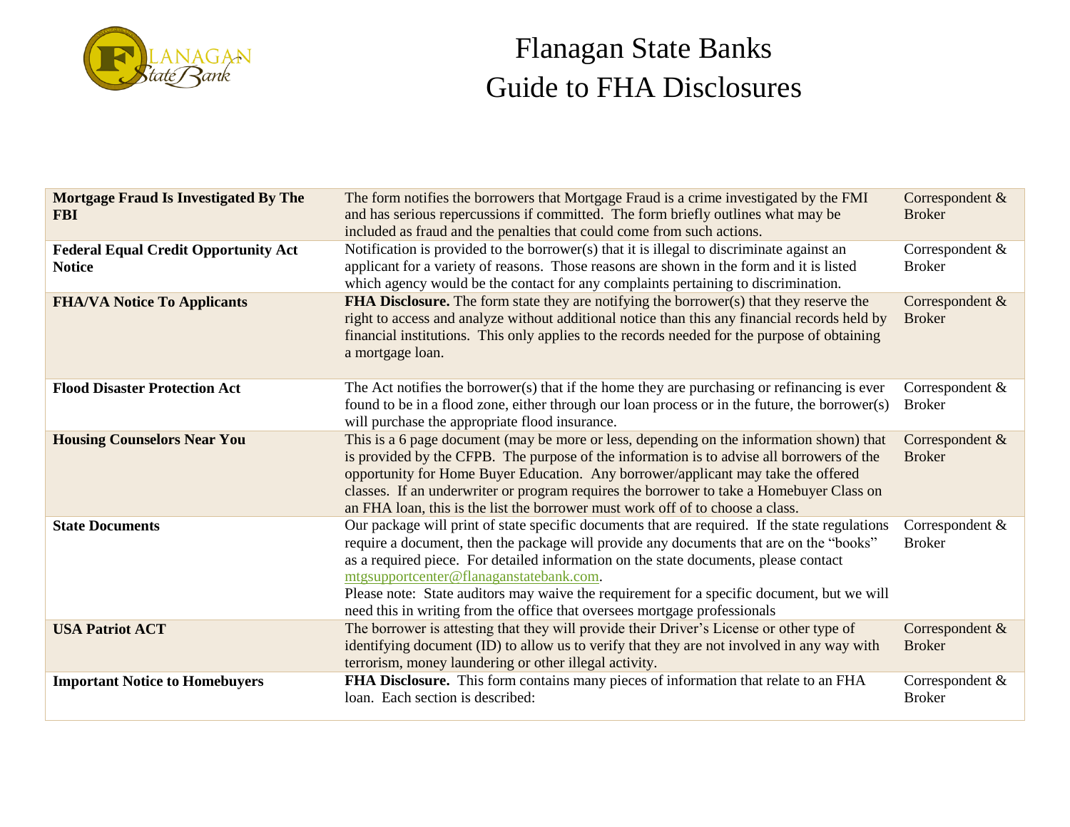# Flanagan State Banks
# Guide to FHA Disclosures

| | | |
|---|---|---|
| **Mortgage Fraud Is Investigated By The FBI** | The form notifies the borrowers that Mortgage Fraud is a crime investigated by the FMI and has serious repercussions if committed. The form briefly outlines what may be included as fraud and the penalties that could come from such actions. | Correspondent & Broker |
| **Federal Equal Credit Opportunity Act Notice** | Notification is provided to the borrower(s) that it is illegal to discriminate against an applicant for a variety of reasons. Those reasons are shown in the form and it is listed which agency would be the contact for any complaints pertaining to discrimination. | Correspondent & Broker |
| **FHA/VA Notice To Applicants** | **FHA Disclosure.** The form state they are notifying the borrower(s) that they reserve the right to access and analyze without additional notice than this any financial records held by financial institutions. This only applies to the records needed for the purpose of obtaining a mortgage loan. | Correspondent & Broker |
| **Flood Disaster Protection Act** | The Act notifies the borrower(s) that if the home they are purchasing or refinancing is ever found to be in a flood zone, either through our loan process or in the future, the borrower(s) will purchase the appropriate flood insurance. | Correspondent & Broker |
| **Housing Counselors Near You** | This is a 6 page document (may be more or less, depending on the information shown) that is provided by the CFPB. The purpose of the information is to advise all borrowers of the opportunity for Home Buyer Education. Any borrower/applicant may take the offered classes. If an underwriter or program requires the borrower to take a Homebuyer Class on an FHA loan, this is the list the borrower must work off of to choose a class. | Correspondent & Broker |
| **State Documents** | Our package will print of state specific documents that are required. If the state regulations require a document, then the package will provide any documents that are on the "books" as a required piece. For detailed information on the state documents, please contact mtgsupportcenter@flanaganstatebank.com.<br>Please note: State auditors may waive the requirement for a specific document, but we will need this in writing from the office that oversees mortgage professionals | Correspondent & Broker |
| **USA Patriot ACT** | The borrower is attesting that they will provide their Driver's License or other type of identifying document (ID) to allow us to verify that they are not involved in any way with terrorism, money laundering or other illegal activity. | Correspondent & Broker |
| **Important Notice to Homebuyers** | **FHA Disclosure.** This form contains many pieces of information that relate to an FHA loan. Each section is described: | Correspondent & Broker |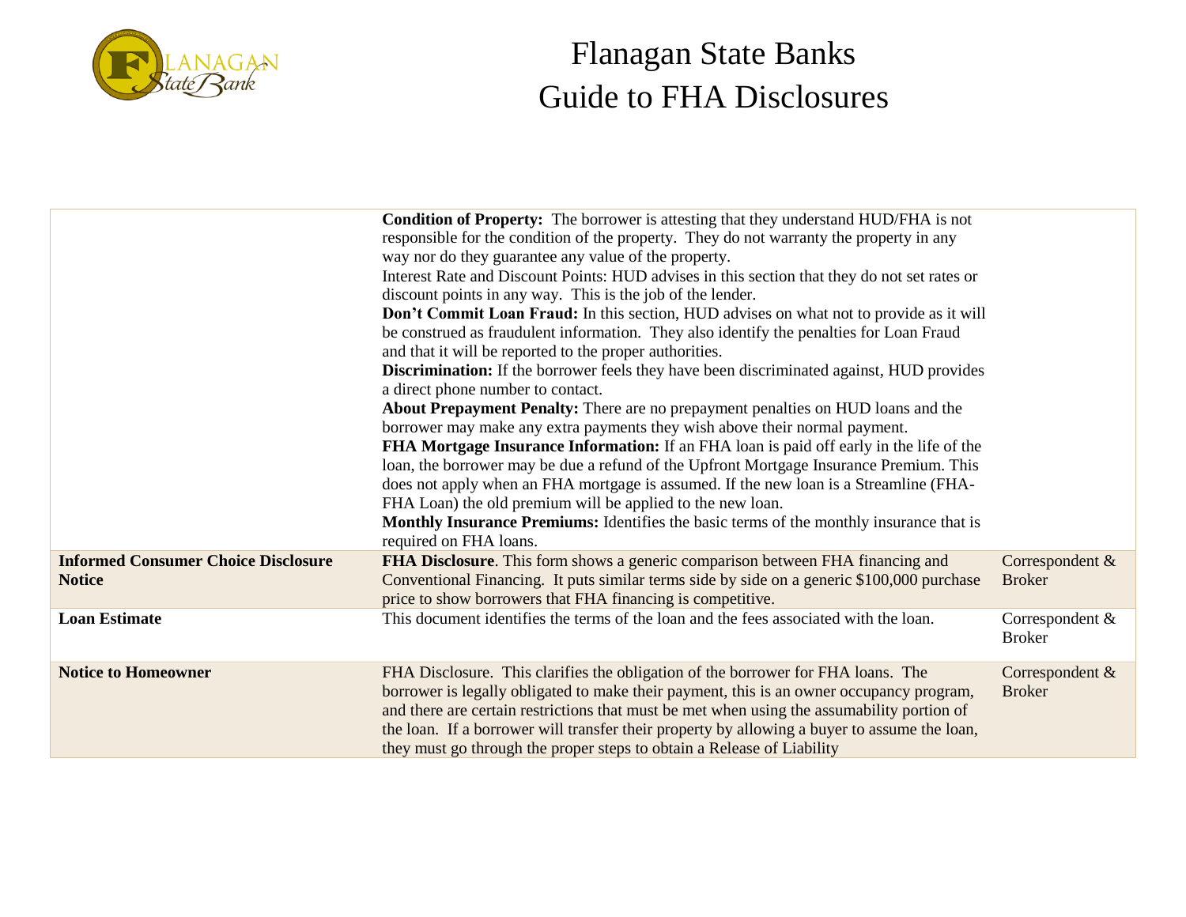# Flanagan State Banks
# Guide to FHA Disclosures

| | | |
|---|---|---|
| | **Condition of Property:** The borrower is attesting that they understand HUD/FHA is not responsible for the condition of the property. They do not warranty the property in any way nor do they guarantee any value of the property.<br>Interest Rate and Discount Points: HUD advises in this section that they do not set rates or discount points in any way. This is the job of the lender.<br>**Don't Commit Loan Fraud:** In this section, HUD advises on what not to provide as it will be construed as fraudulent information. They also identify the penalties for Loan Fraud and that it will be reported to the proper authorities.<br>**Discrimination:** If the borrower feels they have been discriminated against, HUD provides a direct phone number to contact.<br>**About Prepayment Penalty:** There are no prepayment penalties on HUD loans and the borrower may make any extra payments they wish above their normal payment.<br>**FHA Mortgage Insurance Information:** If an FHA loan is paid off early in the life of the loan, the borrower may be due a refund of the Upfront Mortgage Insurance Premium. This does not apply when an FHA mortgage is assumed. If the new loan is a Streamline (FHA-FHA Loan) the old premium will be applied to the new loan.<br>**Monthly Insurance Premiums:** Identifies the basic terms of the monthly insurance that is required on FHA loans. | |
| **Informed Consumer Choice Disclosure Notice** | **FHA Disclosure**. This form shows a generic comparison between FHA financing and Conventional Financing. It puts similar terms side by side on a generic $100,000 purchase price to show borrowers that FHA financing is competitive. | Correspondent & Broker |
| **Loan Estimate** | This document identifies the terms of the loan and the fees associated with the loan. | Correspondent & Broker |
| **Notice to Homeowner** | FHA Disclosure. This clarifies the obligation of the borrower for FHA loans. The borrower is legally obligated to make their payment, this is an owner occupancy program, and there are certain restrictions that must be met when using the assumability portion of the loan. If a borrower will transfer their property by allowing a buyer to assume the loan, they must go through the proper steps to obtain a Release of Liability | Correspondent & Broker |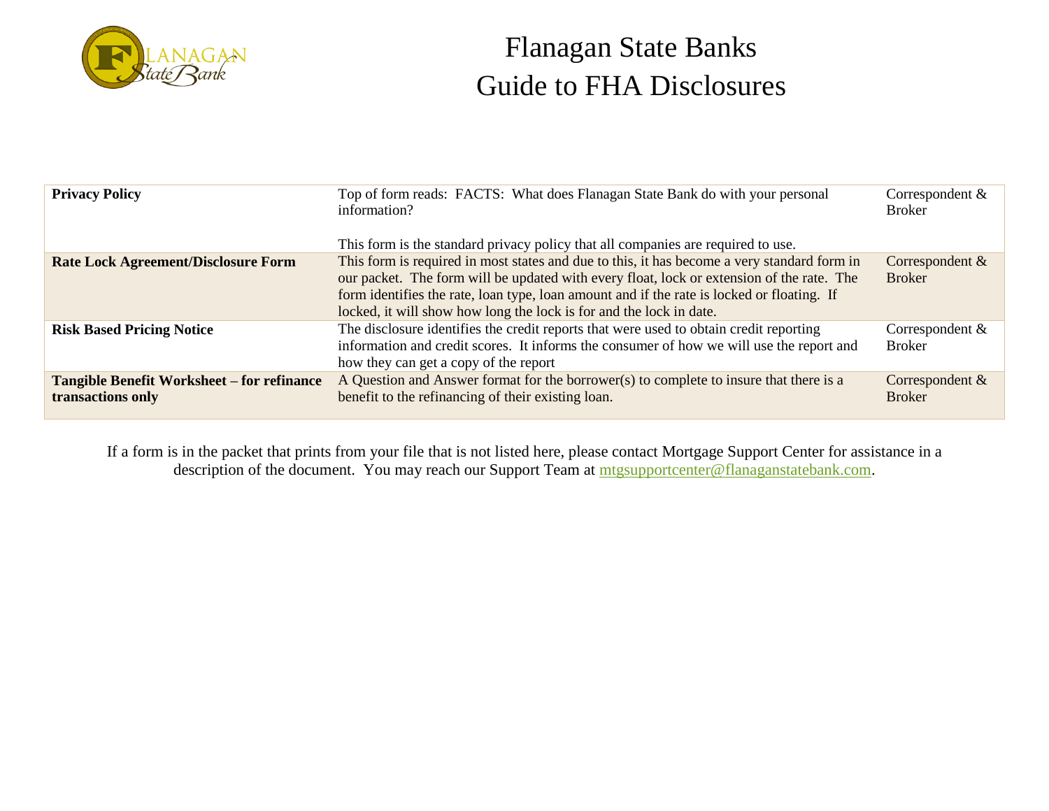# Flanagan State Banks
# Guide to FHA Disclosures

| | | |
|---|---|---|
| **Privacy Policy** | Top of form reads: FACTS: What does Flanagan State Bank do with your personal information?<br><br>This form is the standard privacy policy that all companies are required to use. | Correspondent & Broker |
| **Rate Lock Agreement/Disclosure Form** | This form is required in most states and due to this, it has become a very standard form in our packet. The form will be updated with every float, lock or extension of the rate. The form identifies the rate, loan type, loan amount and if the rate is locked or floating. If locked, it will show how long the lock is for and the lock in date. | Correspondent & Broker |
| **Risk Based Pricing Notice** | The disclosure identifies the credit reports that were used to obtain credit reporting information and credit scores. It informs the consumer of how we will use the report and how they can get a copy of the report | Correspondent & Broker |
| **Tangible Benefit Worksheet – for refinance transactions only** | A Question and Answer format for the borrower(s) to complete to insure that there is a benefit to the refinancing of their existing loan. | Correspondent & Broker |

If a form is in the packet that prints from your file that is not listed here, please contact Mortgage Support Center for assistance in a description of the document. You may reach our Support Team at mtgsupportcenter@flanaganstatebank.com.